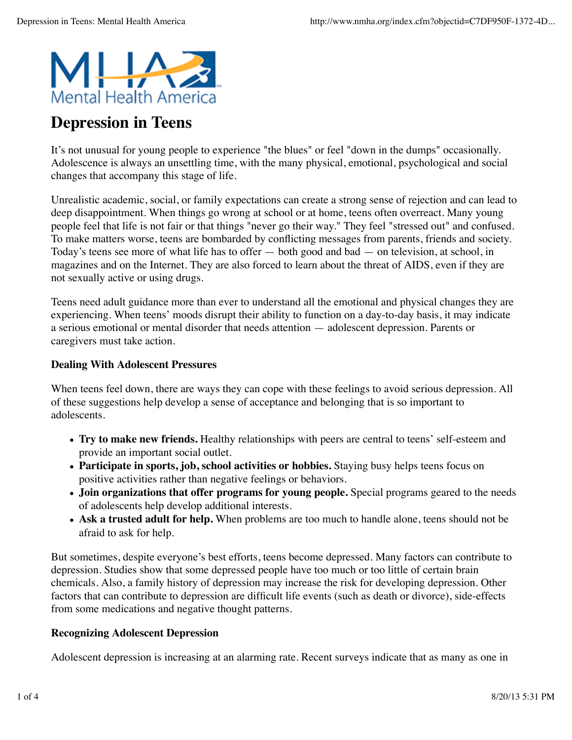# Depression in Teens

It's not unusual for young people to experience "the blues" or feel "down in the dumps" occasionally. Adolescence is always an unsettling time, with the many physical, emotional, psychological and social changes that accompany this stage of life.

Unrealistic academic, social, or family expectations can create a strong sense of rejection and can lead to deep disappointment. When things go wrong at school or at home, teens often overreact. Many young people feel that life is not fair or that things "never go their way." They feel "stressed out" and confused. To make matters worse, teens are bombarded by conflicting messages from parents, friends and society. Today's teens see more of what life has to offer — both good and bad — on television, at school, in magazines and on the Internet. They are also forced to learn about the threat of AIDS, even if they are not sexually active or using drugs.

Teens need adult guidance more than ever to understand all the emotional and physical changes they are experiencing. When teens' moods disrupt their ability to function on a day-to-day basis, it may indicate a serious emotional or mental disorder that needs attention — adolescent depression. Parents or caregivers must take action.

### Dealing With Adolescent Pressures

When teens feel down, there are ways they can cope with these feelings to avoid serious depression. All of these suggestions help develop a sense of acceptance and belonging that is so important to adolescents.

- **Try to make new friends.** Healthy relationships with peers are central to teens' self-esteem and provide an important social outlet.
- **Participate in sports, job, school activities or hobbies.** Staying busy helps teens focus on positive activities rather than negative feelings or behaviors.
- **Join organizations that offer programs for young people.** Special programs geared to the needs of adolescents help develop additional interests.
- **Ask a trusted adult for help.** When problems are too much to handle alone, teens should not be afraid to ask for help.

But sometimes, despite everyone's best efforts, teens become depressed. Many factors can contribute to depression. Studies show that some depressed people have too much or too little of certain brain chemicals. Also, a family history of depression may increase the risk for developing depression. Other factors that can contribute to depression are difficult life events (such as death or divorce), side-effects from some medications and negative thought patterns.

### Recognizing Adolescent Depression

Adolescent depression is increasing at an alarming rate. Recent surveys indicate that as many as one in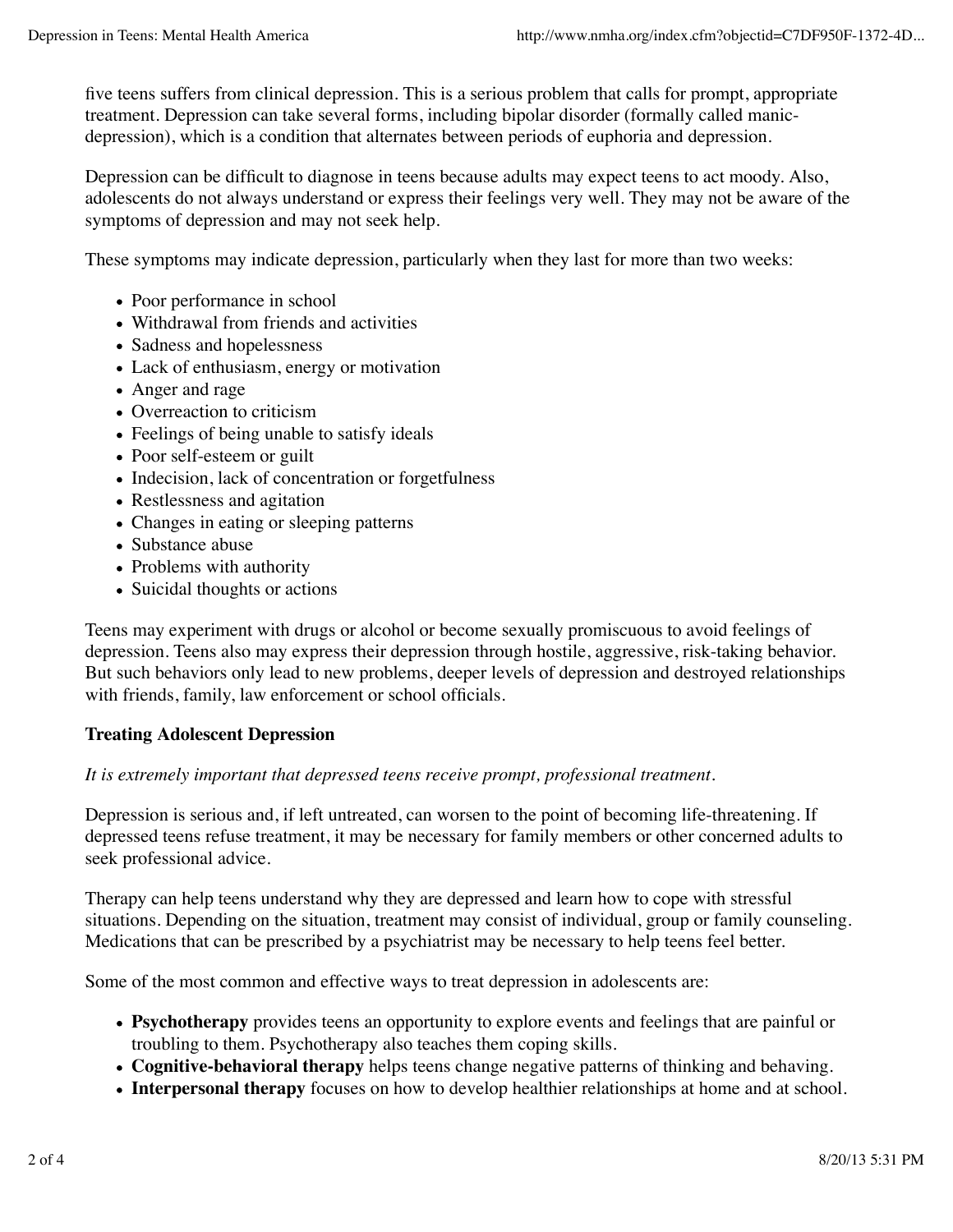five teens suffers from clinical depression. This is a serious problem that calls for prompt, appropriate treatment. Depression can take several forms, including bipolar disorder (formally called manic-depression), which is a condition that alternates between periods of euphoria and depression.

Depression can be difficult to diagnose in teens because adults may expect teens to act moody. Also, adolescents do not always understand or express their feelings very well. They may not be aware of the symptoms of depression and may not seek help.

These symptoms may indicate depression, particularly when they last for more than two weeks:

- Poor performance in school
- Withdrawal from friends and activities
- Sadness and hopelessness
- Lack of enthusiasm, energy or motivation
- Anger and rage
- Overreaction to criticism
- Feelings of being unable to satisfy ideals
- Poor self-esteem or guilt
- Indecision, lack of concentration or forgetfulness
- Restlessness and agitation
- Changes in eating or sleeping patterns
- Substance abuse
- Problems with authority
- Suicidal thoughts or actions

Teens may experiment with drugs or alcohol or become sexually promiscuous to avoid feelings of depression. Teens also may express their depression through hostile, aggressive, risk-taking behavior. But such behaviors only lead to new problems, deeper levels of depression and destroyed relationships with friends, family, law enforcement or school officials.

**Treating Adolescent Depression**

*It is extremely important that depressed teens receive prompt, professional treatment.*

Depression is serious and, if left untreated, can worsen to the point of becoming life-threatening. If depressed teens refuse treatment, it may be necessary for family members or other concerned adults to seek professional advice.

Therapy can help teens understand why they are depressed and learn how to cope with stressful situations. Depending on the situation, treatment may consist of individual, group or family counseling. Medications that can be prescribed by a psychiatrist may be necessary to help teens feel better.

Some of the most common and effective ways to treat depression in adolescents are:

- **Psychotherapy** provides teens an opportunity to explore events and feelings that are painful or troubling to them. Psychotherapy also teaches them coping skills.
- **Cognitive-behavioral therapy** helps teens change negative patterns of thinking and behaving.
- **Interpersonal therapy** focuses on how to develop healthier relationships at home and at school.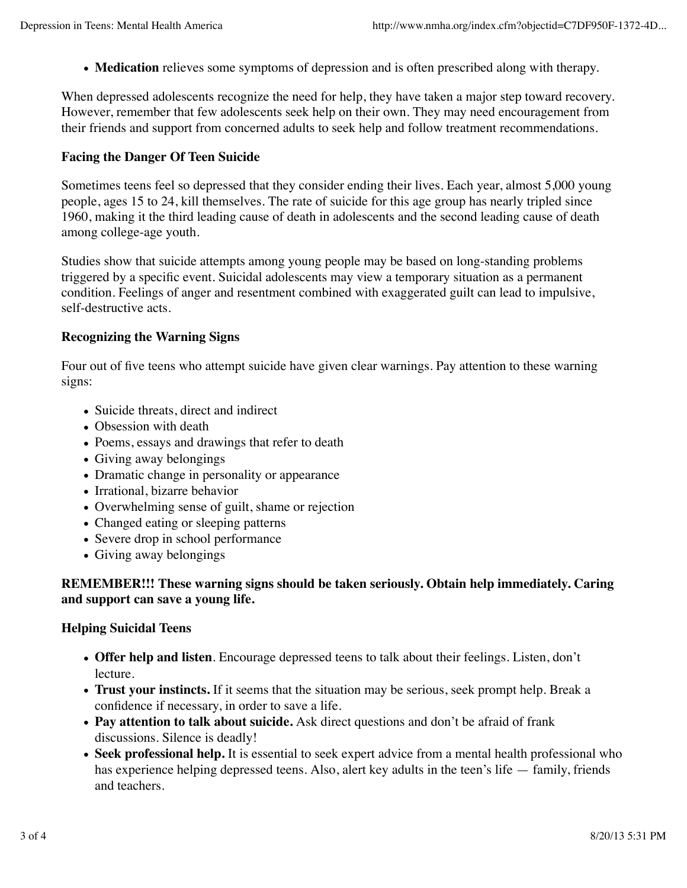- **Medication** relieves some symptoms of depression and is often prescribed along with therapy.

When depressed adolescents recognize the need for help, they have taken a major step toward recovery. However, remember that few adolescents seek help on their own. They may need encouragement from their friends and support from concerned adults to seek help and follow treatment recommendations.

**Facing the Danger Of Teen Suicide**

Sometimes teens feel so depressed that they consider ending their lives. Each year, almost 5,000 young people, ages 15 to 24, kill themselves. The rate of suicide for this age group has nearly tripled since 1960, making it the third leading cause of death in adolescents and the second leading cause of death among college-age youth.

Studies show that suicide attempts among young people may be based on long-standing problems triggered by a specific event. Suicidal adolescents may view a temporary situation as a permanent condition. Feelings of anger and resentment combined with exaggerated guilt can lead to impulsive, self-destructive acts.

**Recognizing the Warning Signs**

Four out of five teens who attempt suicide have given clear warnings. Pay attention to these warning signs:

- Suicide threats, direct and indirect
- Obsession with death
- Poems, essays and drawings that refer to death
- Giving away belongings
- Dramatic change in personality or appearance
- Irrational, bizarre behavior
- Overwhelming sense of guilt, shame or rejection
- Changed eating or sleeping patterns
- Severe drop in school performance
- Giving away belongings

**REMEMBER!!! These warning signs should be taken seriously. Obtain help immediately. Caring and support can save a young life.**

**Helping Suicidal Teens**

- **Offer help and listen**. Encourage depressed teens to talk about their feelings. Listen, don't lecture.
- **Trust your instincts.** If it seems that the situation may be serious, seek prompt help. Break a confidence if necessary, in order to save a life.
- **Pay attention to talk about suicide.** Ask direct questions and don't be afraid of frank discussions. Silence is deadly!
- **Seek professional help.** It is essential to seek expert advice from a mental health professional who has experience helping depressed teens. Also, alert key adults in the teen's life — family, friends and teachers.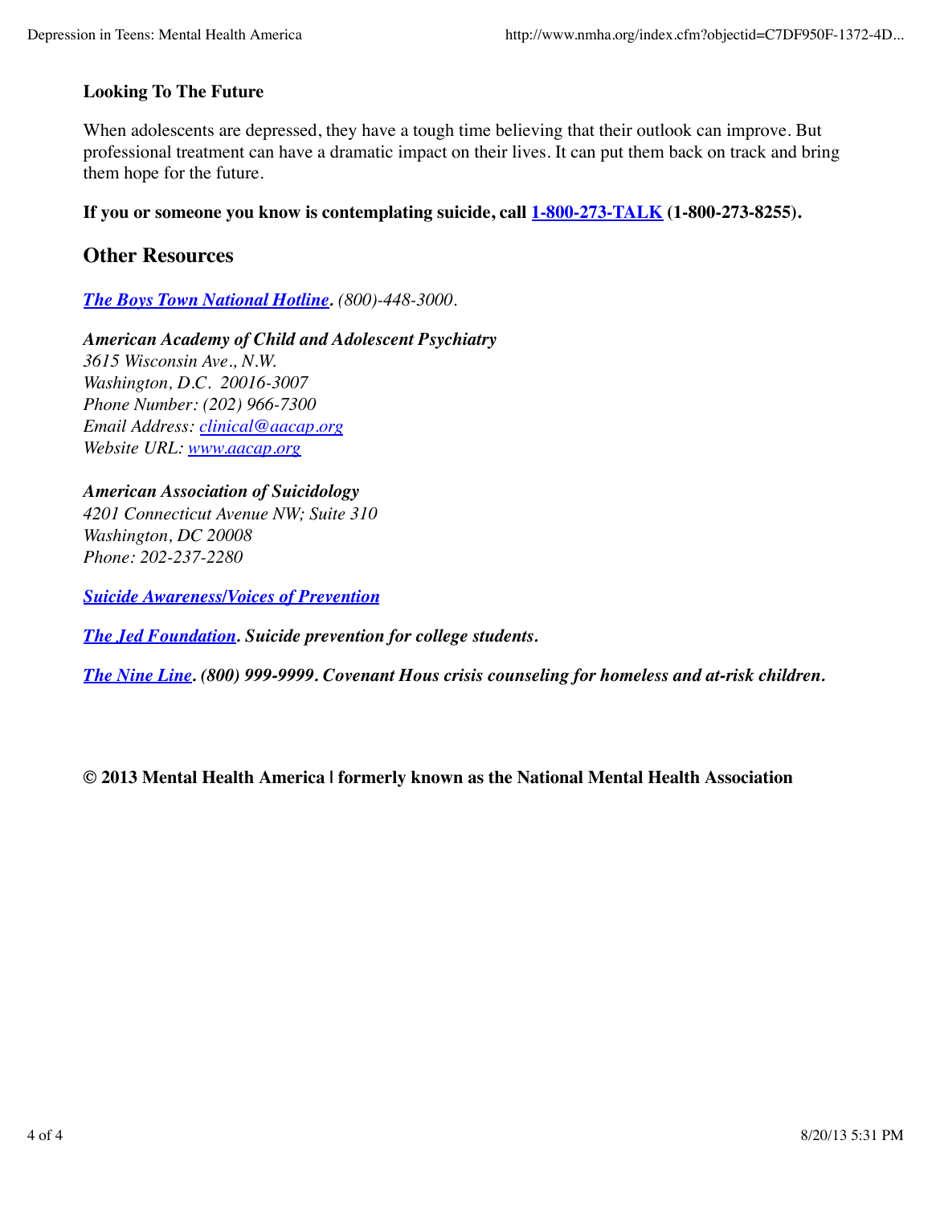**Looking To The Future**

When adolescents are depressed, they have a tough time believing that their outlook can improve. But professional treatment can have a dramatic impact on their lives. It can put them back on track and bring them hope for the future.

**If you or someone you know is contemplating suicide, call 1-800-273-TALK (1-800-273-8255).**

## Other Resources

***The Boys Town National Hotline****. (800)-448-3000.*

***American Academy of Child and Adolescent Psychiatry***
*3615 Wisconsin Ave., N.W.*
*Washington, D.C. 20016-3007*
*Phone Number: (202) 966-7300*
*Email Address: clinical@aacap.org*
*Website URL: www.aacap.org*

***American Association of Suicidology***
*4201 Connecticut Avenue NW; Suite 310*
*Washington, DC 20008*
*Phone: 202-237-2280*

***Suicide Awareness/Voices of Prevention***

***The Jed Foundation. Suicide prevention for college students.***

***The Nine Line. (800) 999-9999. Covenant Hous crisis counseling for homeless and at-risk children.***

**© 2013 Mental Health America | formerly known as the National Mental Health Association**